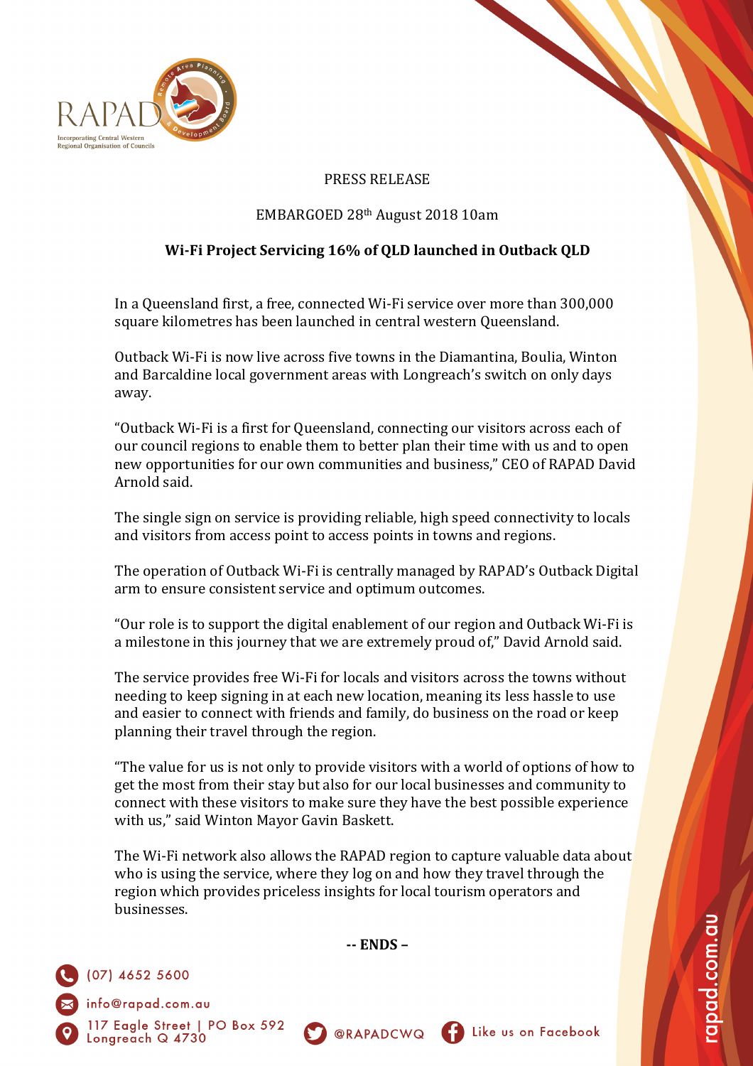PRESS RELEASE

EMBARGOED 28th August 2018 10am

## Wi-Fi Project Servicing 16% of QLD launched in Outback QLD

In a Queensland first, a free, connected Wi-Fi service over more than 300,000 square kilometres has been launched in central western Queensland.

Outback Wi-Fi is now live across five towns in the Diamantina, Boulia, Winton and Barcaldine local government areas with Longreach's switch on only days away.

"Outback Wi-Fi is a first for Queensland, connecting our visitors across each of our council regions to enable them to better plan their time with us and to open new opportunities for our own communities and business," CEO of RAPAD David Arnold said.

The single sign on service is providing reliable, high speed connectivity to locals and visitors from access point to access points in towns and regions.

The operation of Outback Wi-Fi is centrally managed by RAPAD's Outback Digital arm to ensure consistent service and optimum outcomes.

"Our role is to support the digital enablement of our region and Outback Wi-Fi is a milestone in this journey that we are extremely proud of," David Arnold said.

The service provides free Wi-Fi for locals and visitors across the towns without needing to keep signing in at each new location, meaning its less hassle to use and easier to connect with friends and family, do business on the road or keep planning their travel through the region.

"The value for us is not only to provide visitors with a world of options of how to get the most from their stay but also for our local businesses and community to connect with these visitors to make sure they have the best possible experience with us," said Winton Mayor Gavin Baskett.

The Wi-Fi network also allows the RAPAD region to capture valuable data about who is using the service, where they log on and how they travel through the region which provides priceless insights for local tourism operators and businesses.

**-- ENDS –**

(07) 4652 5600

info@rapad.com.au

117 Eagle Street | PO Box 592 Longreach Q 4730

@RAPADCWQ

Like us on Facebook

rapad.com.au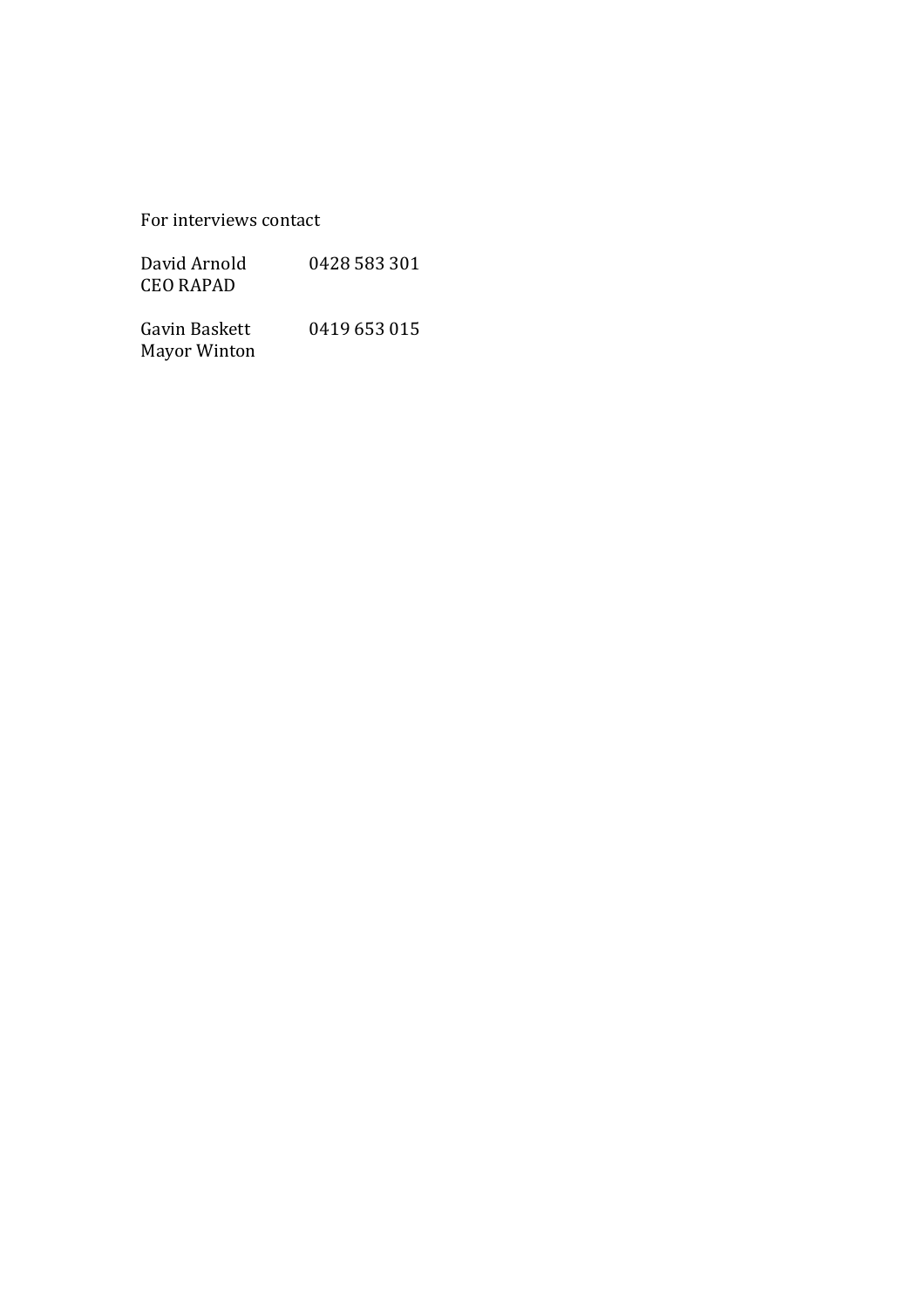For interviews contact

| | |
|---|---|
| David Arnold<br>CEO RAPAD | 0428 583 301 |
| Gavin Baskett<br>Mayor Winton | 0419 653 015 |